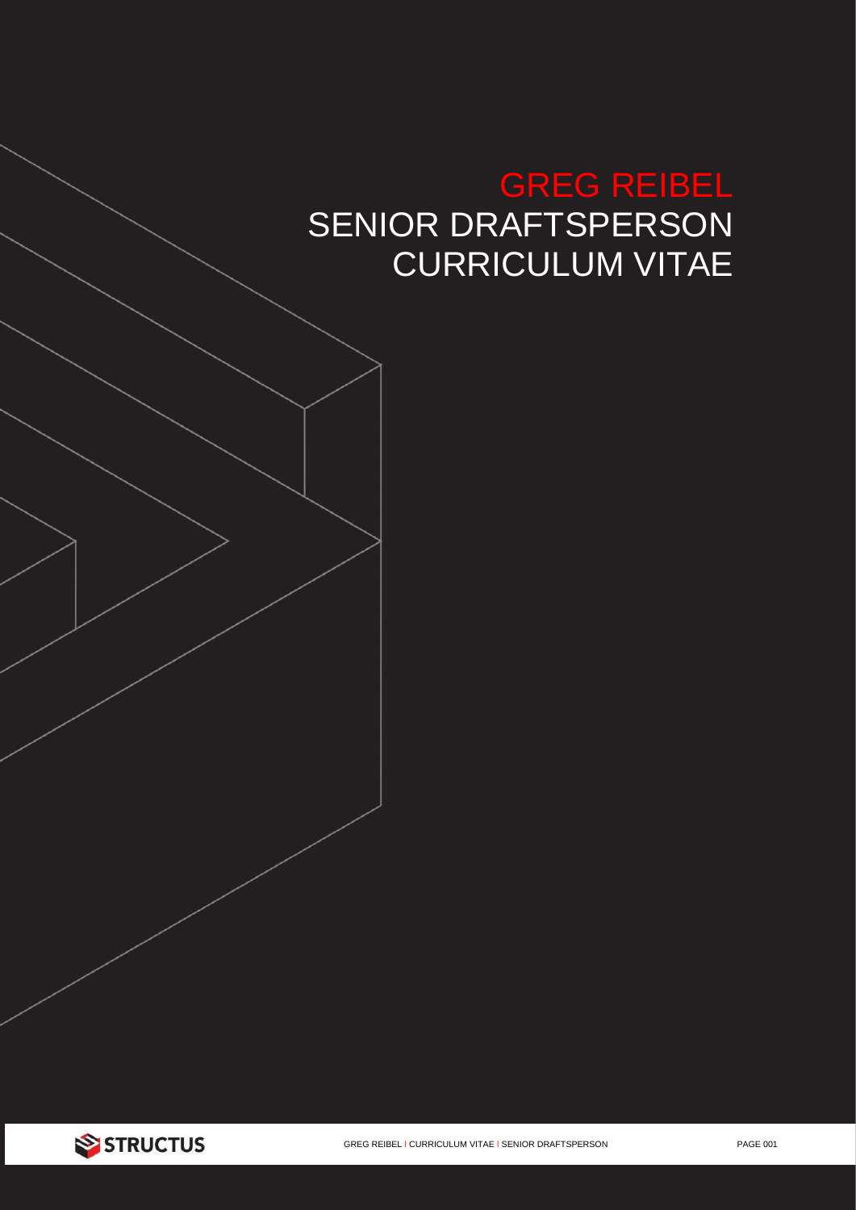# GREG REIBEL

## SENIOR DRAFTSPERSON

## CURRICULUM VITAE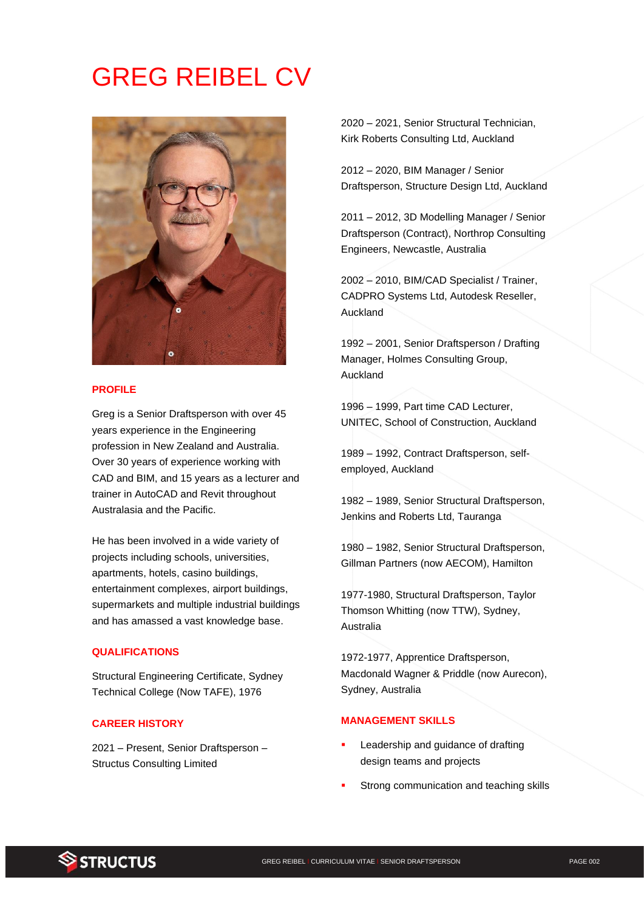# GREG REIBEL CV

## PROFILE

Greg is a Senior Draftsperson with over 45 years experience in the Engineering profession in New Zealand and Australia. Over 30 years of experience working with CAD and BIM, and 15 years as a lecturer and trainer in AutoCAD and Revit throughout Australasia and the Pacific.

He has been involved in a wide variety of projects including schools, universities, apartments, hotels, casino buildings, entertainment complexes, airport buildings, supermarkets and multiple industrial buildings and has amassed a vast knowledge base.

## QUALIFICATIONS

Structural Engineering Certificate, Sydney Technical College (Now TAFE), 1976

## CAREER HISTORY

2021 – Present, Senior Draftsperson – Structus Consulting Limited

2020 – 2021, Senior Structural Technician, Kirk Roberts Consulting Ltd, Auckland

2012 – 2020, BIM Manager / Senior Draftsperson, Structure Design Ltd, Auckland

2011 – 2012, 3D Modelling Manager / Senior Draftsperson (Contract), Northrop Consulting Engineers, Newcastle, Australia

2002 – 2010, BIM/CAD Specialist / Trainer, CADPRO Systems Ltd, Autodesk Reseller, Auckland

1992 – 2001, Senior Draftsperson / Drafting Manager, Holmes Consulting Group, Auckland

1996 – 1999, Part time CAD Lecturer, UNITEC, School of Construction, Auckland

1989 – 1992, Contract Draftsperson, self-employed, Auckland

1982 – 1989, Senior Structural Draftsperson, Jenkins and Roberts Ltd, Tauranga

1980 – 1982, Senior Structural Draftsperson, Gillman Partners (now AECOM), Hamilton

1977-1980, Structural Draftsperson, Taylor Thomson Whitting (now TTW), Sydney, Australia

1972-1977, Apprentice Draftsperson, Macdonald Wagner & Priddle (now Aurecon), Sydney, Australia

## MANAGEMENT SKILLS

- Leadership and guidance of drafting design teams and projects
- Strong communication and teaching skills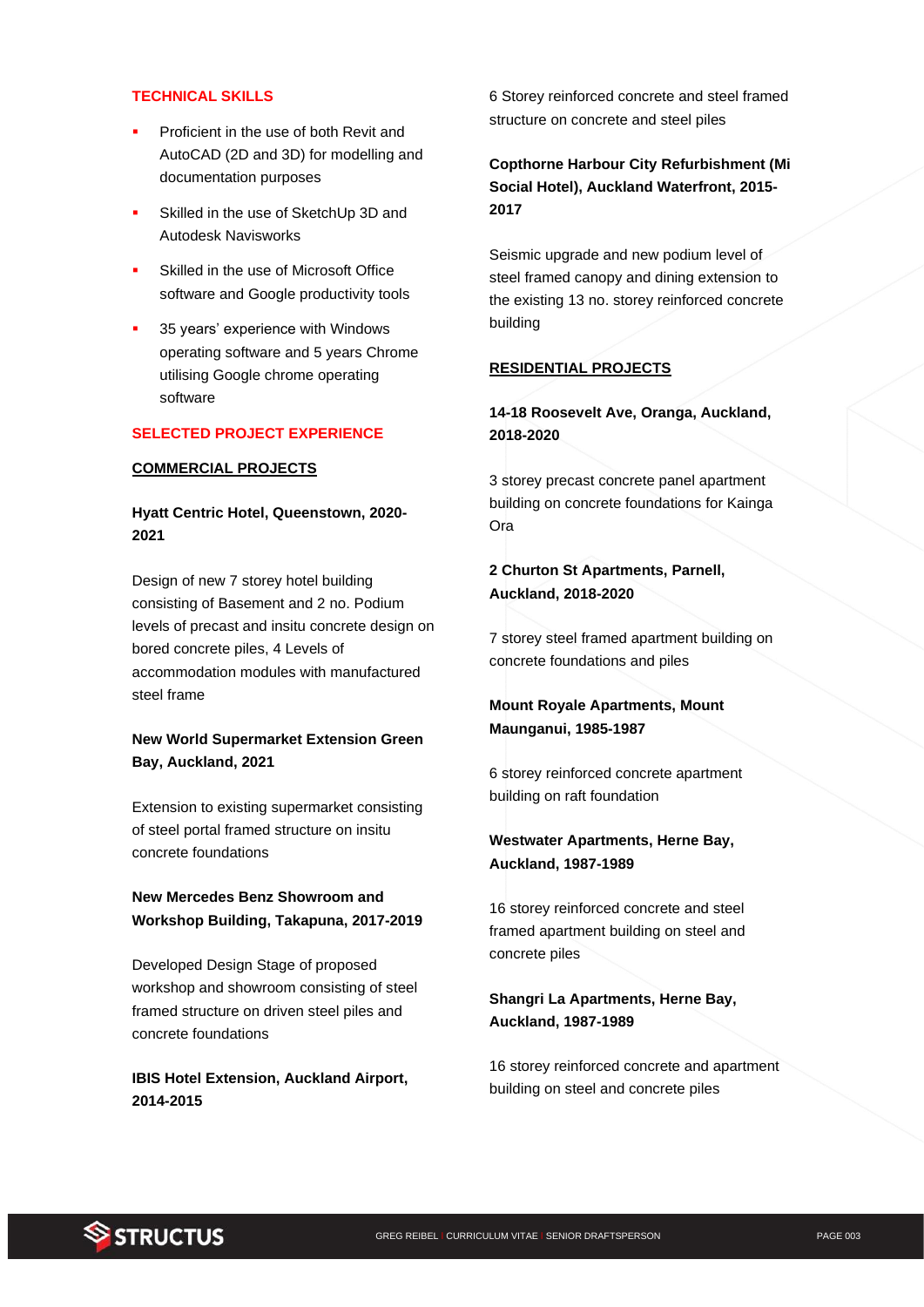## TECHNICAL SKILLS

- Proficient in the use of both Revit and AutoCAD (2D and 3D) for modelling and documentation purposes
- Skilled in the use of SketchUp 3D and Autodesk Navisworks
- Skilled in the use of Microsoft Office software and Google productivity tools
- 35 years' experience with Windows operating software and 5 years Chrome utilising Google chrome operating software

## SELECTED PROJECT EXPERIENCE

### COMMERCIAL PROJECTS

**Hyatt Centric Hotel, Queenstown, 2020-2021**

Design of new 7 storey hotel building consisting of Basement and 2 no. Podium levels of precast and insitu concrete design on bored concrete piles, 4 Levels of accommodation modules with manufactured steel frame

**New World Supermarket Extension Green Bay, Auckland, 2021**

Extension to existing supermarket consisting of steel portal framed structure on insitu concrete foundations

**New Mercedes Benz Showroom and Workshop Building, Takapuna, 2017-2019**

Developed Design Stage of proposed workshop and showroom consisting of steel framed structure on driven steel piles and concrete foundations

**IBIS Hotel Extension, Auckland Airport, 2014-2015**

6 Storey reinforced concrete and steel framed structure on concrete and steel piles

**Copthorne Harbour City Refurbishment (Mi Social Hotel), Auckland Waterfront, 2015-2017**

Seismic upgrade and new podium level of steel framed canopy and dining extension to the existing 13 no. storey reinforced concrete building

### RESIDENTIAL PROJECTS

**14-18 Roosevelt Ave, Oranga, Auckland, 2018-2020**

3 storey precast concrete panel apartment building on concrete foundations for Kainga Ora

**2 Churton St Apartments, Parnell, Auckland, 2018-2020**

7 storey steel framed apartment building on concrete foundations and piles

**Mount Royale Apartments, Mount Maunganui, 1985-1987**

6 storey reinforced concrete apartment building on raft foundation

**Westwater Apartments, Herne Bay, Auckland, 1987-1989**

16 storey reinforced concrete and steel framed apartment building on steel and concrete piles

**Shangri La Apartments, Herne Bay, Auckland, 1987-1989**

16 storey reinforced concrete and apartment building on steel and concrete piles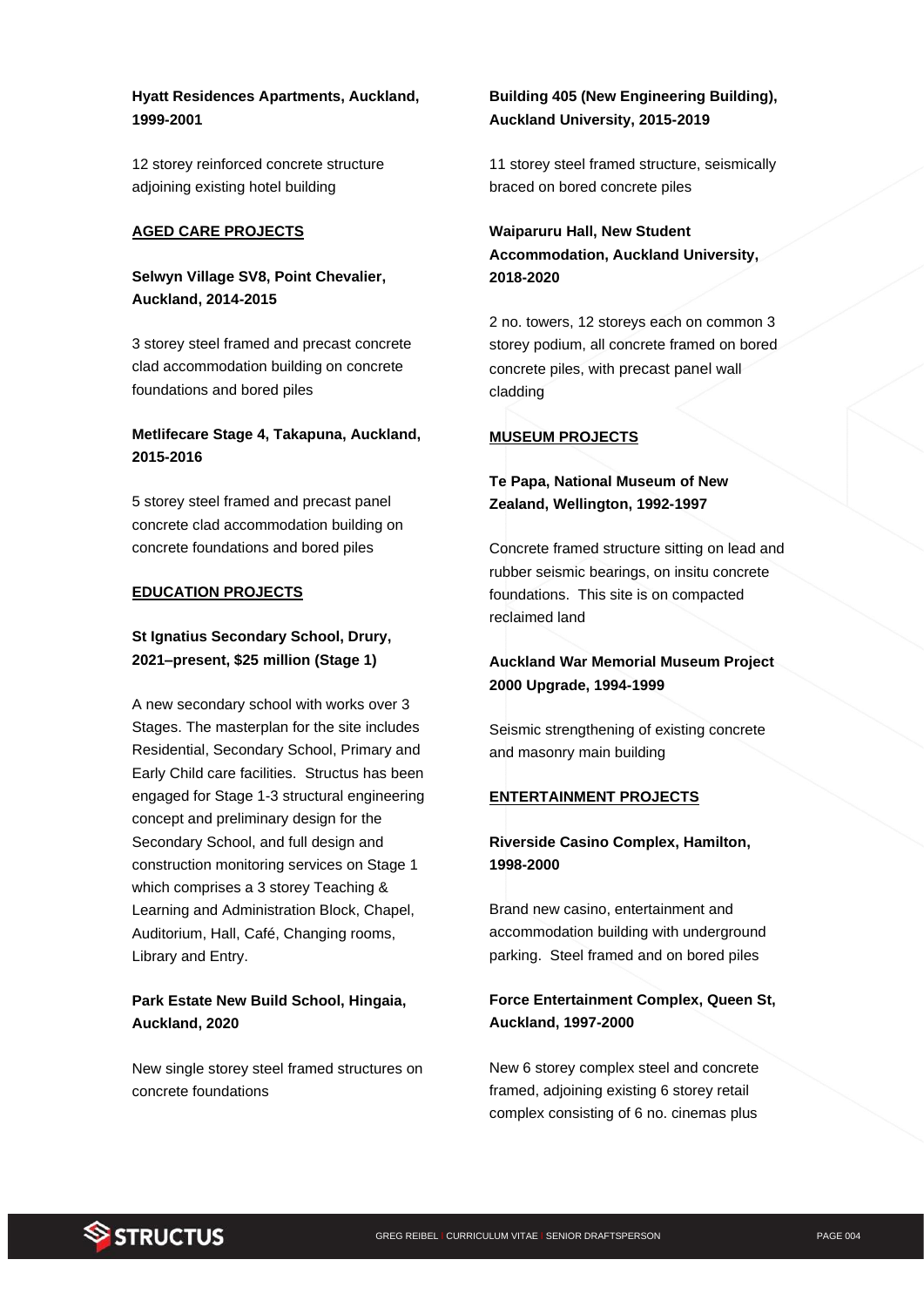**Hyatt Residences Apartments, Auckland, 1999-2001**

12 storey reinforced concrete structure adjoining existing hotel building

## AGED CARE PROJECTS

**Selwyn Village SV8, Point Chevalier, Auckland, 2014-2015**

3 storey steel framed and precast concrete clad accommodation building on concrete foundations and bored piles

**Metlifecare Stage 4, Takapuna, Auckland, 2015-2016**

5 storey steel framed and precast panel concrete clad accommodation building on concrete foundations and bored piles

## EDUCATION PROJECTS

**St Ignatius Secondary School, Drury, 2021–present, $25 million (Stage 1)**

A new secondary school with works over 3 Stages. The masterplan for the site includes Residential, Secondary School, Primary and Early Child care facilities. Structus has been engaged for Stage 1-3 structural engineering concept and preliminary design for the Secondary School, and full design and construction monitoring services on Stage 1 which comprises a 3 storey Teaching & Learning and Administration Block, Chapel, Auditorium, Hall, Café, Changing rooms, Library and Entry.

**Park Estate New Build School, Hingaia, Auckland, 2020**

New single storey steel framed structures on concrete foundations

**Building 405 (New Engineering Building), Auckland University, 2015-2019**

11 storey steel framed structure, seismically braced on bored concrete piles

**Waiparuru Hall, New Student Accommodation, Auckland University, 2018-2020**

2 no. towers, 12 storeys each on common 3 storey podium, all concrete framed on bored concrete piles, with precast panel wall cladding

## MUSEUM PROJECTS

**Te Papa, National Museum of New Zealand, Wellington, 1992-1997**

Concrete framed structure sitting on lead and rubber seismic bearings, on insitu concrete foundations. This site is on compacted reclaimed land

**Auckland War Memorial Museum Project 2000 Upgrade, 1994-1999**

Seismic strengthening of existing concrete and masonry main building

## ENTERTAINMENT PROJECTS

**Riverside Casino Complex, Hamilton, 1998-2000**

Brand new casino, entertainment and accommodation building with underground parking. Steel framed and on bored piles

**Force Entertainment Complex, Queen St, Auckland, 1997-2000**

New 6 storey complex steel and concrete framed, adjoining existing 6 storey retail complex consisting of 6 no. cinemas plus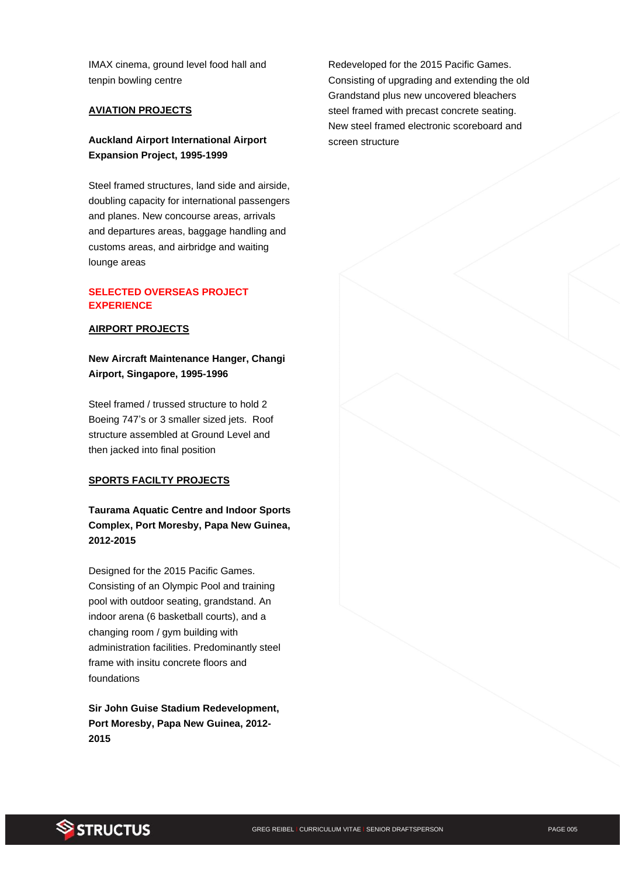IMAX cinema, ground level food hall and tenpin bowling centre

## AVIATION PROJECTS

**Auckland Airport International Airport Expansion Project, 1995-1999**

Steel framed structures, land side and airside, doubling capacity for international passengers and planes. New concourse areas, arrivals and departures areas, baggage handling and customs areas, and airbridge and waiting lounge areas

## SELECTED OVERSEAS PROJECT EXPERIENCE

## AIRPORT PROJECTS

**New Aircraft Maintenance Hanger, Changi Airport, Singapore, 1995-1996**

Steel framed / trussed structure to hold 2 Boeing 747's or 3 smaller sized jets. Roof structure assembled at Ground Level and then jacked into final position

## SPORTS FACILTY PROJECTS

**Taurama Aquatic Centre and Indoor Sports Complex, Port Moresby, Papa New Guinea, 2012-2015**

Designed for the 2015 Pacific Games. Consisting of an Olympic Pool and training pool with outdoor seating, grandstand. An indoor arena (6 basketball courts), and a changing room / gym building with administration facilities. Predominantly steel frame with insitu concrete floors and foundations

**Sir John Guise Stadium Redevelopment, Port Moresby, Papa New Guinea, 2012-2015**

Redeveloped for the 2015 Pacific Games. Consisting of upgrading and extending the old Grandstand plus new uncovered bleachers steel framed with precast concrete seating. New steel framed electronic scoreboard and screen structure